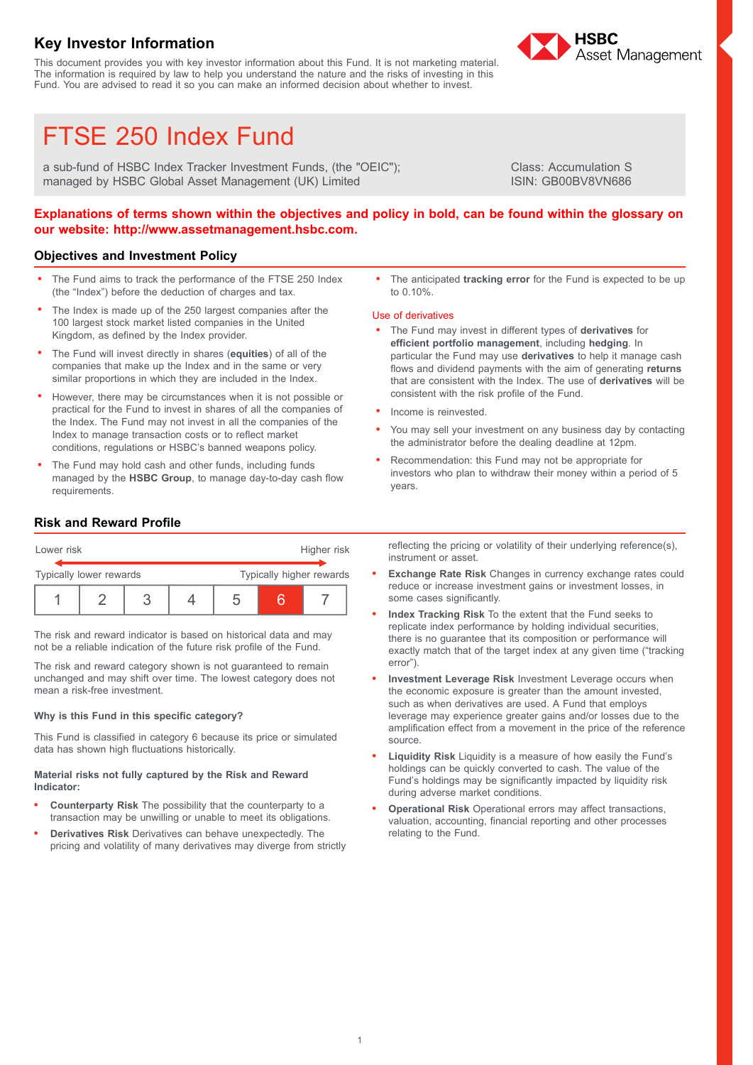## Key Investor Information

This document provides you with key investor information about this Fund. It is not marketing material. The information is required by law to help you understand the nature and the risks of investing in this Fund. You are advised to read it so you can make an informed decision about whether to invest.

# FTSE 250 Index Fund

a sub-fund of HSBC Index Tracker Investment Funds, (the "OEIC"); managed by HSBC Global Asset Management (UK) Limited

Class: Accumulation S
ISIN: GB00BV8VN686

**Explanations of terms shown within the objectives and policy in bold, can be found within the glossary on our website: http://www.assetmanagement.hsbc.com.**

### Objectives and Investment Policy

- The Fund aims to track the performance of the FTSE 250 Index (the "Index") before the deduction of charges and tax.
- The Index is made up of the 250 largest companies after the 100 largest stock market listed companies in the United Kingdom, as defined by the Index provider.
- The Fund will invest directly in shares (**equities**) of all of the companies that make up the Index and in the same or very similar proportions in which they are included in the Index.
- However, there may be circumstances when it is not possible or practical for the Fund to invest in shares of all the companies of the Index. The Fund may not invest in all the companies of the Index to manage transaction costs or to reflect market conditions, regulations or HSBC's banned weapons policy.
- The Fund may hold cash and other funds, including funds managed by the **HSBC Group**, to manage day-to-day cash flow requirements.
- The anticipated **tracking error** for the Fund is expected to be up to 0.10%.

Use of derivatives

- The Fund may invest in different types of **derivatives** for **efficient portfolio management**, including **hedging**. In particular the Fund may use **derivatives** to help it manage cash flows and dividend payments with the aim of generating **returns** that are consistent with the Index. The use of **derivatives** will be consistent with the risk profile of the Fund.
- Income is reinvested.
- You may sell your investment on any business day by contacting the administrator before the dealing deadline at 12pm.
- Recommendation: this Fund may not be appropriate for investors who plan to withdraw their money within a period of 5 years.

### Risk and Reward Profile

Lower risk — Higher risk

Typically lower rewards — Typically higher rewards

| 1 | 2 | 3 | 4 | 5 | **6** | 7 |
|---|---|---|---|---|---|---|

The risk and reward indicator is based on historical data and may not be a reliable indication of the future risk profile of the Fund.

The risk and reward category shown is not guaranteed to remain unchanged and may shift over time. The lowest category does not mean a risk-free investment.

**Why is this Fund in this specific category?**

This Fund is classified in category 6 because its price or simulated data has shown high fluctuations historically.

**Material risks not fully captured by the Risk and Reward Indicator:**

- **Counterparty Risk** The possibility that the counterparty to a transaction may be unwilling or unable to meet its obligations.
- **Derivatives Risk** Derivatives can behave unexpectedly. The pricing and volatility of many derivatives may diverge from strictly reflecting the pricing or volatility of their underlying reference(s), instrument or asset.
- **Exchange Rate Risk** Changes in currency exchange rates could reduce or increase investment gains or investment losses, in some cases significantly.
- **Index Tracking Risk** To the extent that the Fund seeks to replicate index performance by holding individual securities, there is no guarantee that its composition or performance will exactly match that of the target index at any given time ("tracking error").
- **Investment Leverage Risk** Investment Leverage occurs when the economic exposure is greater than the amount invested, such as when derivatives are used. A Fund that employs leverage may experience greater gains and/or losses due to the amplification effect from a movement in the price of the reference source.
- **Liquidity Risk** Liquidity is a measure of how easily the Fund's holdings can be quickly converted to cash. The value of the Fund's holdings may be significantly impacted by liquidity risk during adverse market conditions.
- **Operational Risk** Operational errors may affect transactions, valuation, accounting, financial reporting and other processes relating to the Fund.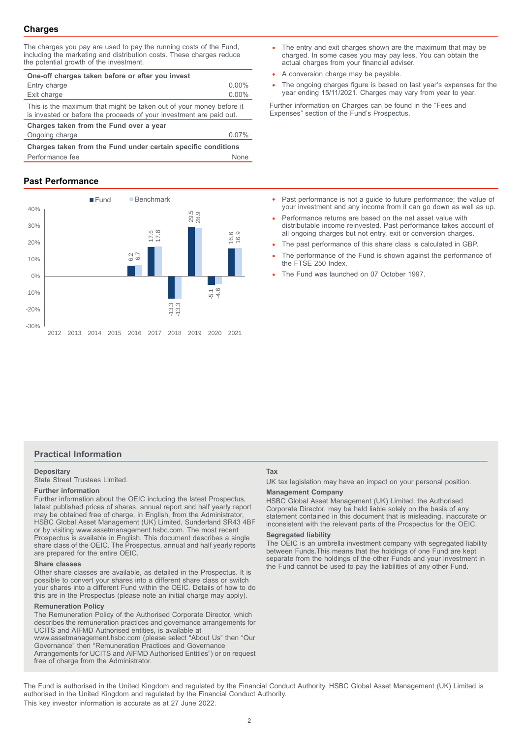## Charges

The charges you pay are used to pay the running costs of the Fund, including the marketing and distribution costs. These charges reduce the potential growth of the investment.

| **One-off charges taken before or after you invest** | |
|---|---|
| Entry charge | 0.00% |
| Exit charge | 0.00% |
| This is the maximum that might be taken out of your money before it is invested or before the proceeds of your investment are paid out. | |
| **Charges taken from the Fund over a year** | |
| Ongoing charge | 0.07% |
| **Charges taken from the Fund under certain specific conditions** | |
| Performance fee | None |

- The entry and exit charges shown are the maximum that may be charged. In some cases you may pay less. You can obtain the actual charges from your financial adviser.
- A conversion charge may be payable.
- The ongoing charges figure is based on last year's expenses for the year ending 15/11/2021. Charges may vary from year to year.

Further information on Charges can be found in the "Fees and Expenses" section of the Fund's Prospectus.

## Past Performance

Fund
Benchmark

40%
30%
20%
10%
0%
-10%
-20%
-30%

2012 2013 2014 2015 2016 2017 2018 2019 2020 2021

6.2
6.7
17.6
17.8
-13.3
-13.3
29.5
28.9
-5.1
-4.6
16.6
16.9

- Past performance is not a guide to future performance; the value of your investment and any income from it can go down as well as up.
- Performance returns are based on the net asset value with distributable income reinvested. Past performance takes account of all ongoing charges but not entry, exit or conversion charges.
- The past performance of this share class is calculated in GBP.
- The performance of the Fund is shown against the performance of the FTSE 250 Index.
- The Fund was launched on 07 October 1997.

## Practical Information

**Depositary**
State Street Trustees Limited.

**Further information**
Further information about the OEIC including the latest Prospectus, latest published prices of shares, annual report and half yearly report may be obtained free of charge, in English, from the Administrator, HSBC Global Asset Management (UK) Limited, Sunderland SR43 4BF or by visiting www.assetmanagement.hsbc.com. The most recent Prospectus is available in English. This document describes a single share class of the OEIC. The Prospectus, annual and half yearly reports are prepared for the entire OEIC.

**Share classes**
Other share classes are available, as detailed in the Prospectus. It is possible to convert your shares into a different share class or switch your shares into a different Fund within the OEIC. Details of how to do this are in the Prospectus (please note an initial charge may apply).

**Remuneration Policy**
The Remuneration Policy of the Authorised Corporate Director, which describes the remuneration practices and governance arrangements for UCITS and AIFMD Authorised entities, is available at www.assetmanagement.hsbc.com (please select "About Us" then "Our Governance" then "Remuneration Practices and Governance Arrangements for UCITS and AIFMD Authorised Entities") or on request free of charge from the Administrator.

**Tax**
UK tax legislation may have an impact on your personal position.

**Management Company**
HSBC Global Asset Management (UK) Limited, the Authorised Corporate Director, may be held liable solely on the basis of any statement contained in this document that is misleading, inaccurate or inconsistent with the relevant parts of the Prospectus for the OEIC.

**Segregated liability**
The OEIC is an umbrella investment company with segregated liability between Funds.This means that the holdings of one Fund are kept separate from the holdings of the other Funds and your investment in the Fund cannot be used to pay the liabilities of any other Fund.

The Fund is authorised in the United Kingdom and regulated by the Financial Conduct Authority. HSBC Global Asset Management (UK) Limited is authorised in the United Kingdom and regulated by the Financial Conduct Authority.
This key investor information is accurate as at 27 June 2022.